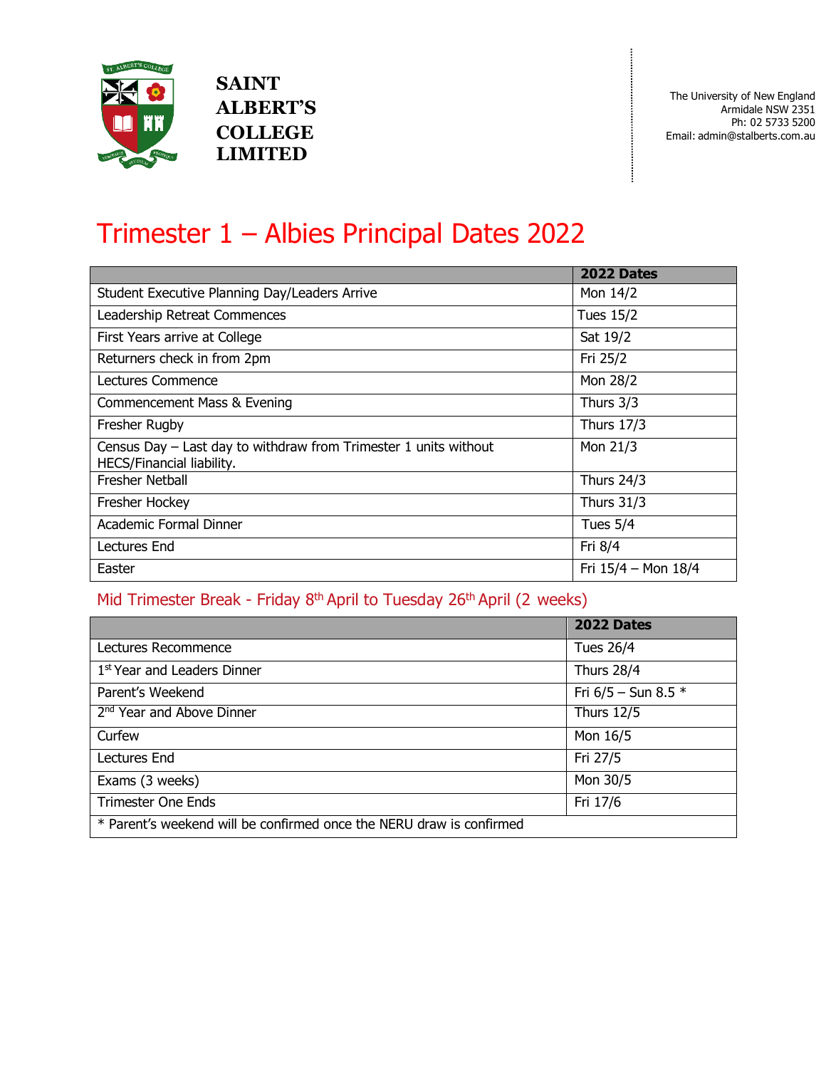**SAINT ALBERT'S COLLEGE LIMITED**

The University of New England
Armidale NSW 2351
Ph: 02 5733 5200
Email: admin@stalberts.com.au

# Trimester 1 – Albies Principal Dates 2022

| | 2022 Dates |
|---|---|
| Student Executive Planning Day/Leaders Arrive | Mon 14/2 |
| Leadership Retreat Commences | Tues 15/2 |
| First Years arrive at College | Sat 19/2 |
| Returners check in from 2pm | Fri 25/2 |
| Lectures Commence | Mon 28/2 |
| Commencement Mass & Evening | Thurs 3/3 |
| Fresher Rugby | Thurs 17/3 |
| Census Day – Last day to withdraw from Trimester 1 units without HECS/Financial liability. | Mon 21/3 |
| Fresher Netball | Thurs 24/3 |
| Fresher Hockey | Thurs 31/3 |
| Academic Formal Dinner | Tues 5/4 |
| Lectures End | Fri 8/4 |
| Easter | Fri 15/4 – Mon 18/4 |

## Mid Trimester Break - Friday 8th April to Tuesday 26th April (2 weeks)

| | 2022 Dates |
|---|---|
| Lectures Recommence | Tues 26/4 |
| 1st Year and Leaders Dinner | Thurs 28/4 |
| Parent's Weekend | Fri 6/5 – Sun 8.5 * |
| 2nd Year and Above Dinner | Thurs 12/5 |
| Curfew | Mon 16/5 |
| Lectures End | Fri 27/5 |
| Exams (3 weeks) | Mon 30/5 |
| Trimester One Ends | Fri 17/6 |
| * Parent's weekend will be confirmed once the NERU draw is confirmed | |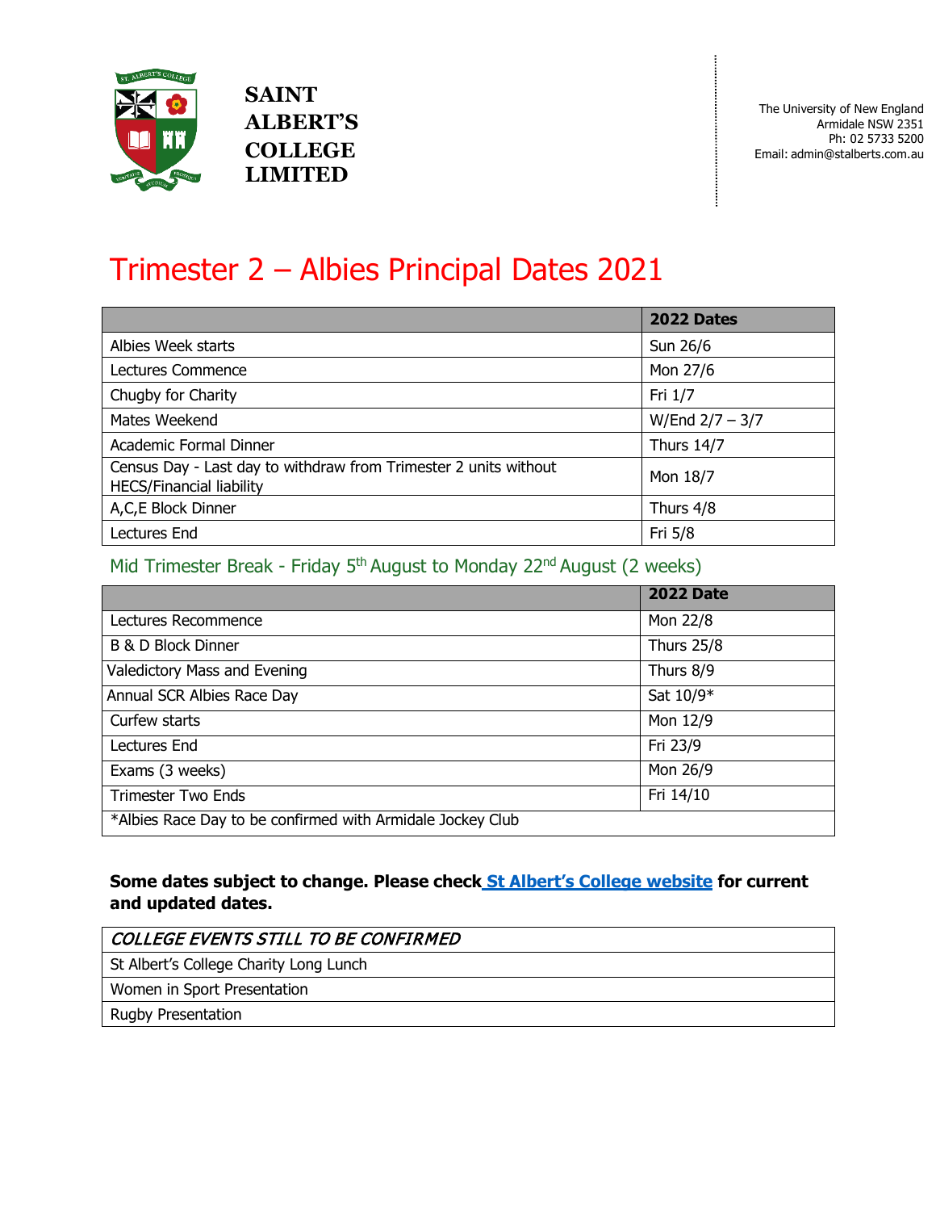**SAINT ALBERT'S COLLEGE LIMITED**

The University of New England
Armidale NSW 2351
Ph: 02 5733 5200
Email: admin@stalberts.com.au

# Trimester 2 – Albies Principal Dates 2021

| | 2022 Dates |
|---|---|
| Albies Week starts | Sun 26/6 |
| Lectures Commence | Mon 27/6 |
| Chugby for Charity | Fri 1/7 |
| Mates Weekend | W/End 2/7 – 3/7 |
| Academic Formal Dinner | Thurs 14/7 |
| Census Day - Last day to withdraw from Trimester 2 units without HECS/Financial liability | Mon 18/7 |
| A,C,E Block Dinner | Thurs 4/8 |
| Lectures End | Fri 5/8 |

## Mid Trimester Break - Friday 5th August to Monday 22nd August (2 weeks)

| | 2022 Date |
|---|---|
| Lectures Recommence | Mon 22/8 |
| B & D Block Dinner | Thurs 25/8 |
| Valedictory Mass and Evening | Thurs 8/9 |
| Annual SCR Albies Race Day | Sat 10/9* |
| Curfew starts | Mon 12/9 |
| Lectures End | Fri 23/9 |
| Exams (3 weeks) | Mon 26/9 |
| Trimester Two Ends | Fri 14/10 |
| *Albies Race Day to be confirmed with Armidale Jockey Club | |

**Some dates subject to change. Please check St Albert's College website for current and updated dates.**

| *COLLEGE EVENTS STILL TO BE CONFIRMED* |
|---|
| St Albert's College Charity Long Lunch |
| Women in Sport Presentation |
| Rugby Presentation |